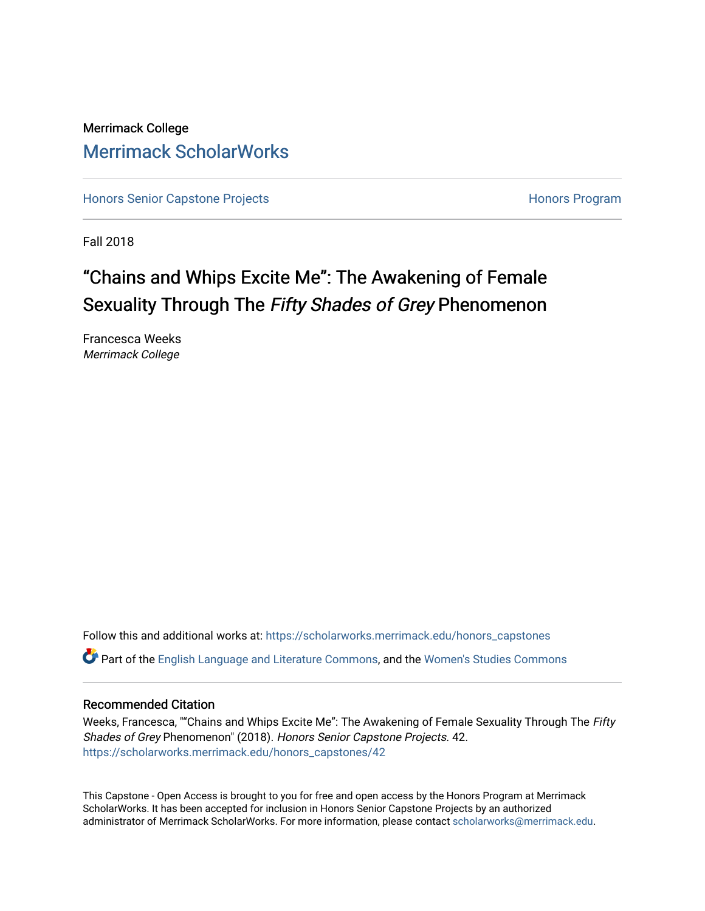Merrimack College

# Merrimack ScholarWorks

Honors Senior Capstone Projects | Honors Program

Fall 2018

# "Chains and Whips Excite Me": The Awakening of Female Sexuality Through The *Fifty Shades of Grey* Phenomenon

Francesca Weeks
*Merrimack College*

Follow this and additional works at: https://scholarworks.merrimack.edu/honors_capstones

Part of the English Language and Literature Commons, and the Women's Studies Commons

## Recommended Citation

Weeks, Francesca, ""Chains and Whips Excite Me": The Awakening of Female Sexuality Through The *Fifty Shades of Grey* Phenomenon" (2018). *Honors Senior Capstone Projects.* 42.
https://scholarworks.merrimack.edu/honors_capstones/42

This Capstone - Open Access is brought to you for free and open access by the Honors Program at Merrimack ScholarWorks. It has been accepted for inclusion in Honors Senior Capstone Projects by an authorized administrator of Merrimack ScholarWorks. For more information, please contact scholarworks@merrimack.edu.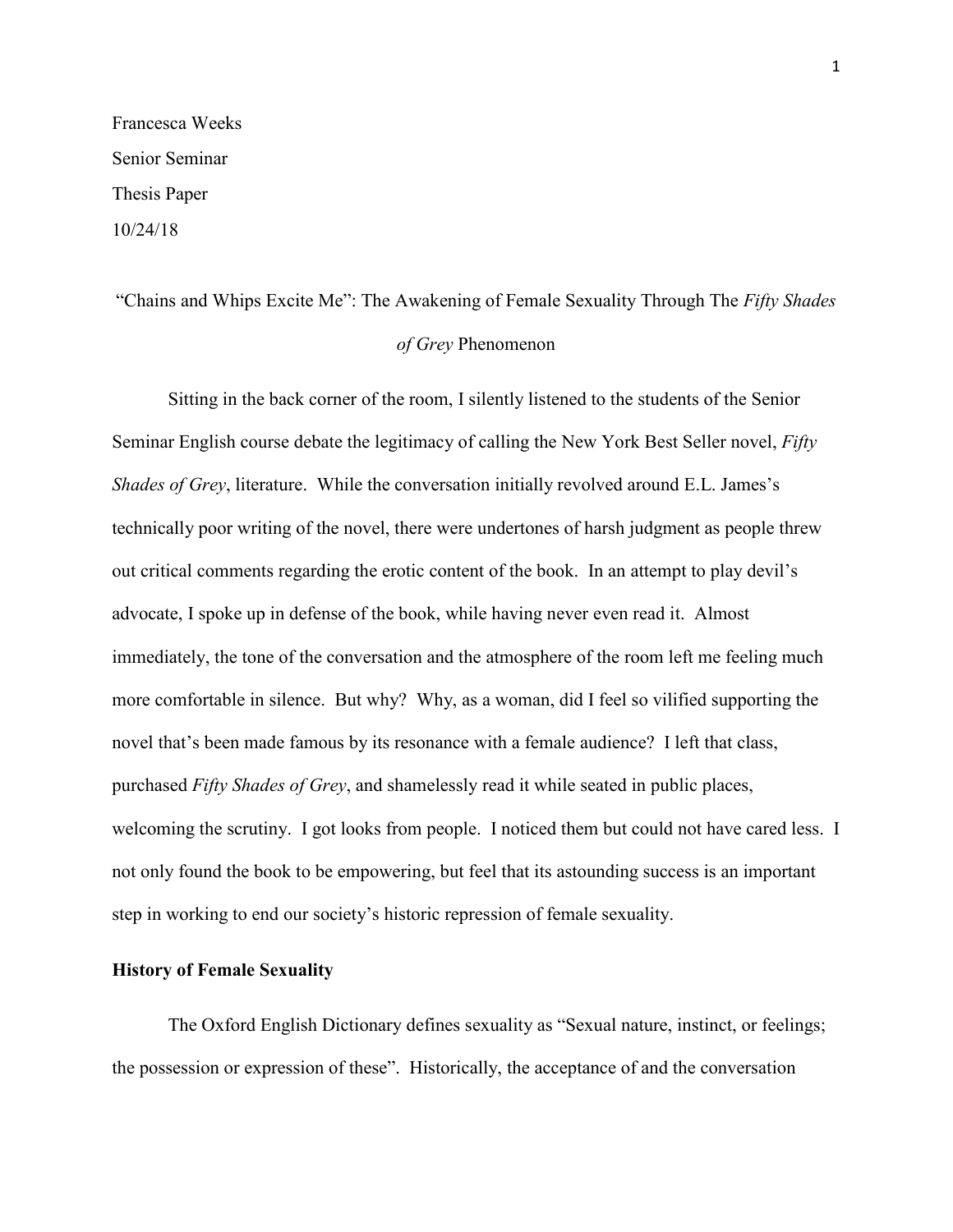Francesca Weeks

Senior Seminar

Thesis Paper

10/24/18

# "Chains and Whips Excite Me": The Awakening of Female Sexuality Through The *Fifty Shades of Grey* Phenomenon

Sitting in the back corner of the room, I silently listened to the students of the Senior Seminar English course debate the legitimacy of calling the New York Best Seller novel, *Fifty Shades of Grey*, literature. While the conversation initially revolved around E.L. James's technically poor writing of the novel, there were undertones of harsh judgment as people threw out critical comments regarding the erotic content of the book. In an attempt to play devil's advocate, I spoke up in defense of the book, while having never even read it. Almost immediately, the tone of the conversation and the atmosphere of the room left me feeling much more comfortable in silence. But why? Why, as a woman, did I feel so vilified supporting the novel that's been made famous by its resonance with a female audience? I left that class, purchased *Fifty Shades of Grey*, and shamelessly read it while seated in public places, welcoming the scrutiny. I got looks from people. I noticed them but could not have cared less. I not only found the book to be empowering, but feel that its astounding success is an important step in working to end our society's historic repression of female sexuality.

## History of Female Sexuality

The Oxford English Dictionary defines sexuality as "Sexual nature, instinct, or feelings; the possession or expression of these". Historically, the acceptance of and the conversation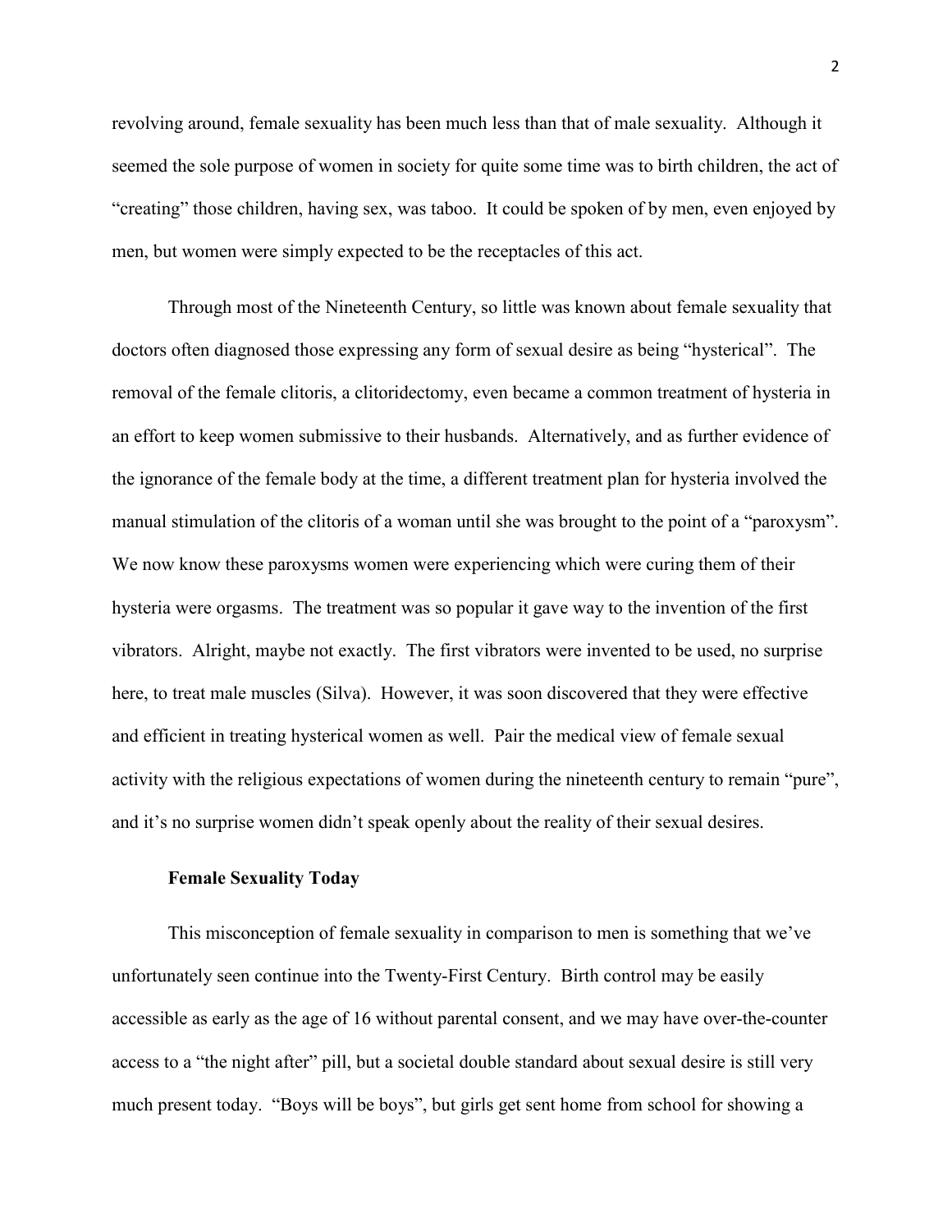revolving around, female sexuality has been much less than that of male sexuality. Although it seemed the sole purpose of women in society for quite some time was to birth children, the act of "creating" those children, having sex, was taboo. It could be spoken of by men, even enjoyed by men, but women were simply expected to be the receptacles of this act.

Through most of the Nineteenth Century, so little was known about female sexuality that doctors often diagnosed those expressing any form of sexual desire as being "hysterical". The removal of the female clitoris, a clitoridectomy, even became a common treatment of hysteria in an effort to keep women submissive to their husbands. Alternatively, and as further evidence of the ignorance of the female body at the time, a different treatment plan for hysteria involved the manual stimulation of the clitoris of a woman until she was brought to the point of a "paroxysm". We now know these paroxysms women were experiencing which were curing them of their hysteria were orgasms. The treatment was so popular it gave way to the invention of the first vibrators. Alright, maybe not exactly. The first vibrators were invented to be used, no surprise here, to treat male muscles (Silva). However, it was soon discovered that they were effective and efficient in treating hysterical women as well. Pair the medical view of female sexual activity with the religious expectations of women during the nineteenth century to remain "pure", and it's no surprise women didn't speak openly about the reality of their sexual desires.

**Female Sexuality Today**

This misconception of female sexuality in comparison to men is something that we've unfortunately seen continue into the Twenty-First Century. Birth control may be easily accessible as early as the age of 16 without parental consent, and we may have over-the-counter access to a "the night after" pill, but a societal double standard about sexual desire is still very much present today. "Boys will be boys", but girls get sent home from school for showing a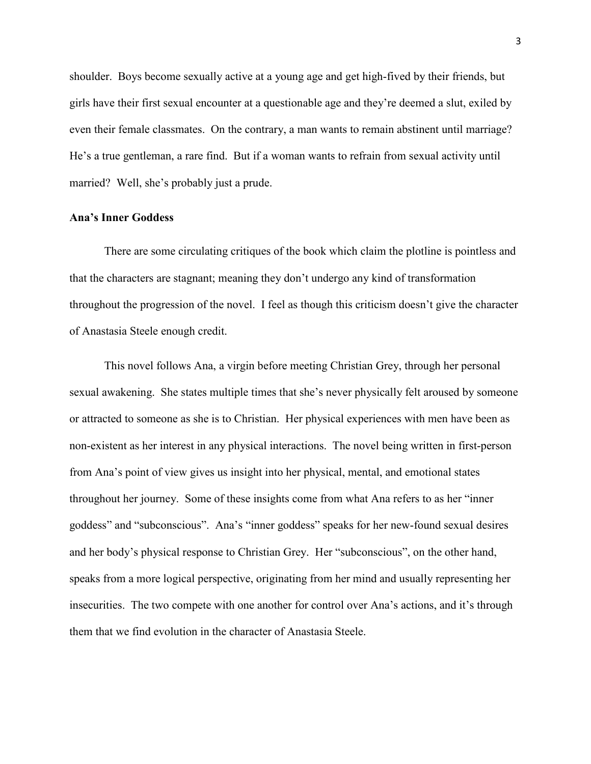shoulder. Boys become sexually active at a young age and get high-fived by their friends, but girls have their first sexual encounter at a questionable age and they're deemed a slut, exiled by even their female classmates. On the contrary, a man wants to remain abstinent until marriage? He's a true gentleman, a rare find. But if a woman wants to refrain from sexual activity until married? Well, she's probably just a prude.

**Ana's Inner Goddess**

There are some circulating critiques of the book which claim the plotline is pointless and that the characters are stagnant; meaning they don't undergo any kind of transformation throughout the progression of the novel. I feel as though this criticism doesn't give the character of Anastasia Steele enough credit.

This novel follows Ana, a virgin before meeting Christian Grey, through her personal sexual awakening. She states multiple times that she's never physically felt aroused by someone or attracted to someone as she is to Christian. Her physical experiences with men have been as non-existent as her interest in any physical interactions. The novel being written in first-person from Ana's point of view gives us insight into her physical, mental, and emotional states throughout her journey. Some of these insights come from what Ana refers to as her "inner goddess" and "subconscious". Ana's "inner goddess" speaks for her new-found sexual desires and her body's physical response to Christian Grey. Her "subconscious", on the other hand, speaks from a more logical perspective, originating from her mind and usually representing her insecurities. The two compete with one another for control over Ana's actions, and it's through them that we find evolution in the character of Anastasia Steele.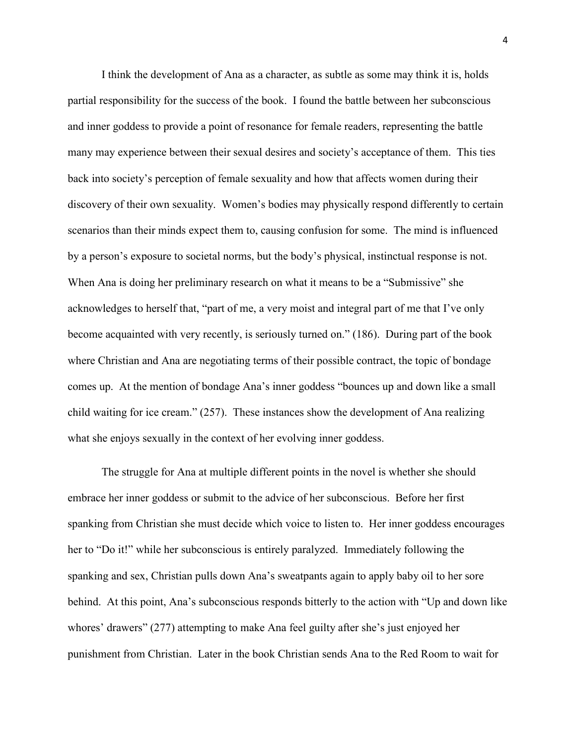I think the development of Ana as a character, as subtle as some may think it is, holds partial responsibility for the success of the book. I found the battle between her subconscious and inner goddess to provide a point of resonance for female readers, representing the battle many may experience between their sexual desires and society's acceptance of them. This ties back into society's perception of female sexuality and how that affects women during their discovery of their own sexuality. Women's bodies may physically respond differently to certain scenarios than their minds expect them to, causing confusion for some. The mind is influenced by a person's exposure to societal norms, but the body's physical, instinctual response is not. When Ana is doing her preliminary research on what it means to be a "Submissive" she acknowledges to herself that, "part of me, a very moist and integral part of me that I've only become acquainted with very recently, is seriously turned on." (186). During part of the book where Christian and Ana are negotiating terms of their possible contract, the topic of bondage comes up. At the mention of bondage Ana's inner goddess "bounces up and down like a small child waiting for ice cream." (257). These instances show the development of Ana realizing what she enjoys sexually in the context of her evolving inner goddess.

The struggle for Ana at multiple different points in the novel is whether she should embrace her inner goddess or submit to the advice of her subconscious. Before her first spanking from Christian she must decide which voice to listen to. Her inner goddess encourages her to "Do it!" while her subconscious is entirely paralyzed. Immediately following the spanking and sex, Christian pulls down Ana's sweatpants again to apply baby oil to her sore behind. At this point, Ana's subconscious responds bitterly to the action with "Up and down like whores' drawers" (277) attempting to make Ana feel guilty after she's just enjoyed her punishment from Christian. Later in the book Christian sends Ana to the Red Room to wait for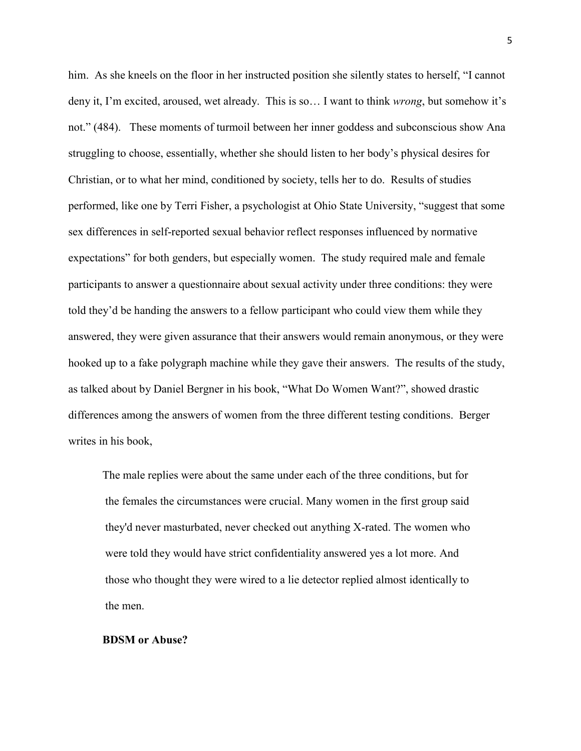him. As she kneels on the floor in her instructed position she silently states to herself, "I cannot deny it, I'm excited, aroused, wet already. This is so… I want to think *wrong*, but somehow it's not." (484). These moments of turmoil between her inner goddess and subconscious show Ana struggling to choose, essentially, whether she should listen to her body's physical desires for Christian, or to what her mind, conditioned by society, tells her to do. Results of studies performed, like one by Terri Fisher, a psychologist at Ohio State University, "suggest that some sex differences in self-reported sexual behavior reflect responses influenced by normative expectations" for both genders, but especially women. The study required male and female participants to answer a questionnaire about sexual activity under three conditions: they were told they'd be handing the answers to a fellow participant who could view them while they answered, they were given assurance that their answers would remain anonymous, or they were hooked up to a fake polygraph machine while they gave their answers. The results of the study, as talked about by Daniel Bergner in his book, "What Do Women Want?", showed drastic differences among the answers of women from the three different testing conditions. Berger writes in his book,

> The male replies were about the same under each of the three conditions, but for the females the circumstances were crucial. Many women in the first group said they'd never masturbated, never checked out anything X-rated. The women who were told they would have strict confidentiality answered yes a lot more. And those who thought they were wired to a lie detector replied almost identically to the men.

**BDSM or Abuse?**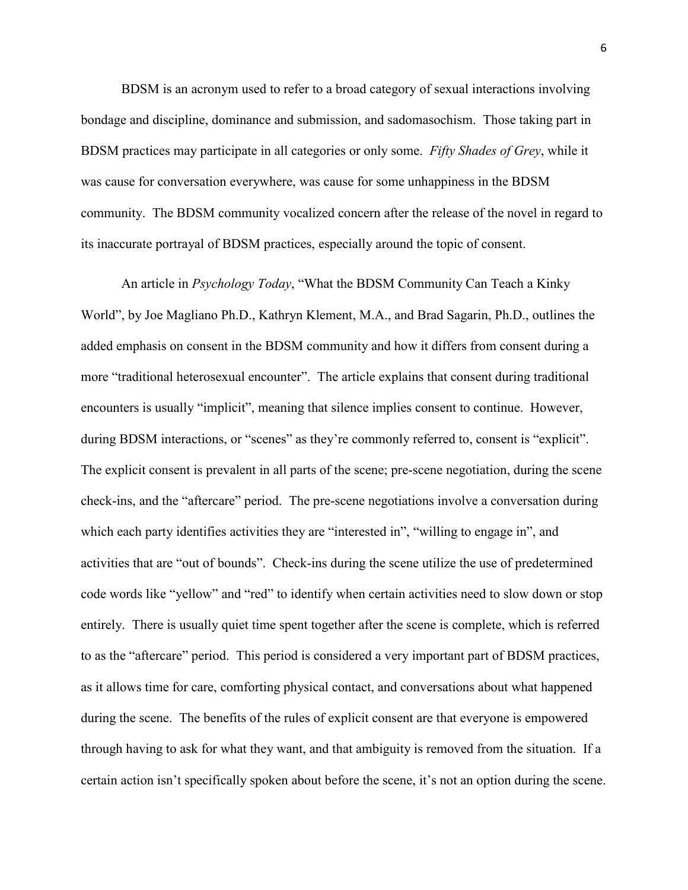BDSM is an acronym used to refer to a broad category of sexual interactions involving bondage and discipline, dominance and submission, and sadomasochism. Those taking part in BDSM practices may participate in all categories or only some. *Fifty Shades of Grey*, while it was cause for conversation everywhere, was cause for some unhappiness in the BDSM community. The BDSM community vocalized concern after the release of the novel in regard to its inaccurate portrayal of BDSM practices, especially around the topic of consent.

An article in *Psychology Today*, "What the BDSM Community Can Teach a Kinky World", by Joe Magliano Ph.D., Kathryn Klement, M.A., and Brad Sagarin, Ph.D., outlines the added emphasis on consent in the BDSM community and how it differs from consent during a more "traditional heterosexual encounter". The article explains that consent during traditional encounters is usually "implicit", meaning that silence implies consent to continue. However, during BDSM interactions, or "scenes" as they're commonly referred to, consent is "explicit". The explicit consent is prevalent in all parts of the scene; pre-scene negotiation, during the scene check-ins, and the "aftercare" period. The pre-scene negotiations involve a conversation during which each party identifies activities they are "interested in", "willing to engage in", and activities that are "out of bounds". Check-ins during the scene utilize the use of predetermined code words like "yellow" and "red" to identify when certain activities need to slow down or stop entirely. There is usually quiet time spent together after the scene is complete, which is referred to as the "aftercare" period. This period is considered a very important part of BDSM practices, as it allows time for care, comforting physical contact, and conversations about what happened during the scene. The benefits of the rules of explicit consent are that everyone is empowered through having to ask for what they want, and that ambiguity is removed from the situation. If a certain action isn't specifically spoken about before the scene, it's not an option during the scene.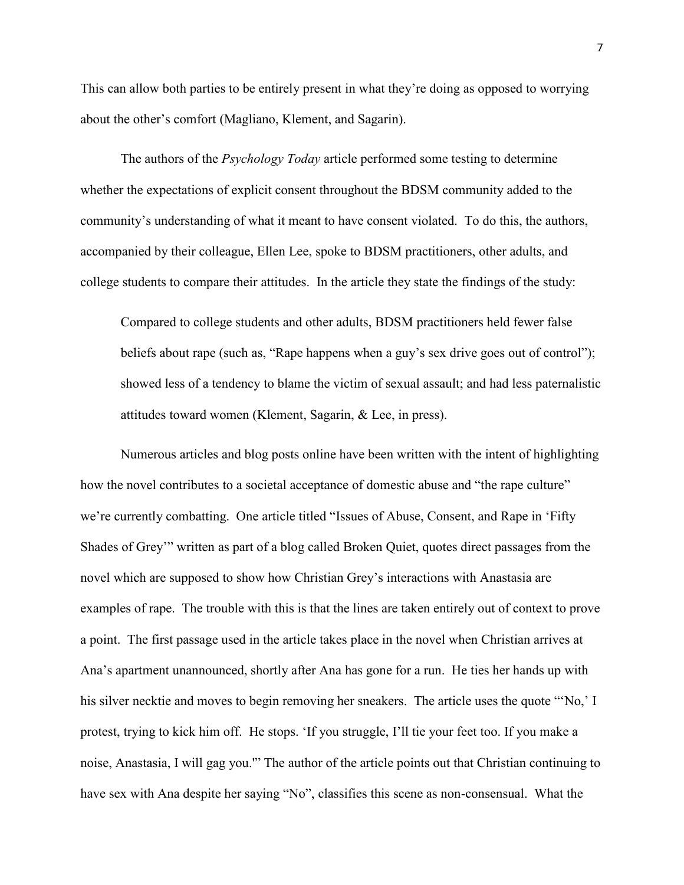This can allow both parties to be entirely present in what they're doing as opposed to worrying about the other's comfort (Magliano, Klement, and Sagarin).

The authors of the *Psychology Today* article performed some testing to determine whether the expectations of explicit consent throughout the BDSM community added to the community's understanding of what it meant to have consent violated. To do this, the authors, accompanied by their colleague, Ellen Lee, spoke to BDSM practitioners, other adults, and college students to compare their attitudes. In the article they state the findings of the study:

> Compared to college students and other adults, BDSM practitioners held fewer false beliefs about rape (such as, "Rape happens when a guy's sex drive goes out of control"); showed less of a tendency to blame the victim of sexual assault; and had less paternalistic attitudes toward women (Klement, Sagarin, & Lee, in press).

Numerous articles and blog posts online have been written with the intent of highlighting how the novel contributes to a societal acceptance of domestic abuse and "the rape culture" we're currently combatting. One article titled "Issues of Abuse, Consent, and Rape in 'Fifty Shades of Grey'" written as part of a blog called Broken Quiet, quotes direct passages from the novel which are supposed to show how Christian Grey's interactions with Anastasia are examples of rape. The trouble with this is that the lines are taken entirely out of context to prove a point. The first passage used in the article takes place in the novel when Christian arrives at Ana's apartment unannounced, shortly after Ana has gone for a run. He ties her hands up with his silver necktie and moves to begin removing her sneakers. The article uses the quote "'No,' I protest, trying to kick him off. He stops. 'If you struggle, I'll tie your feet too. If you make a noise, Anastasia, I will gag you.'" The author of the article points out that Christian continuing to have sex with Ana despite her saying "No", classifies this scene as non-consensual. What the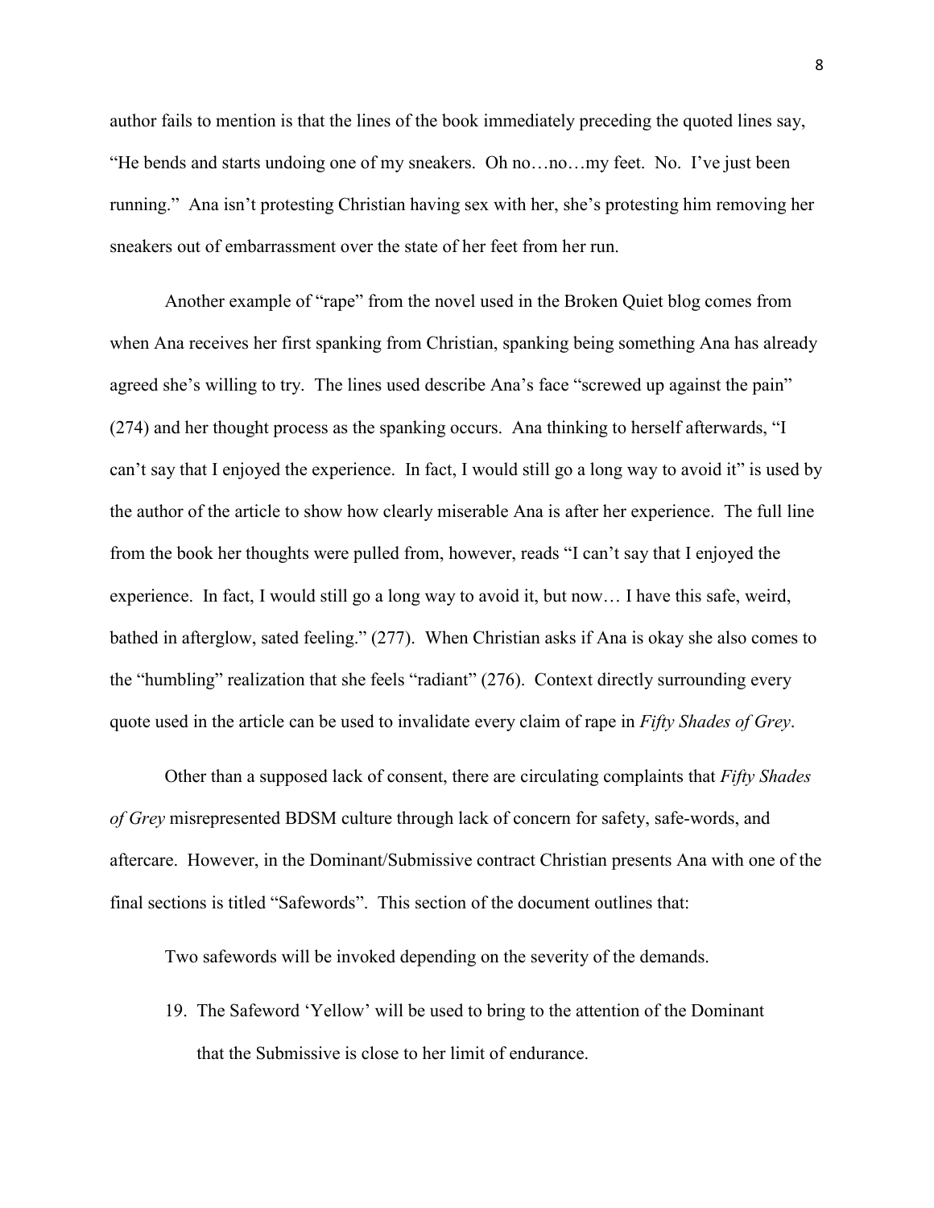author fails to mention is that the lines of the book immediately preceding the quoted lines say, "He bends and starts undoing one of my sneakers. Oh no…no…my feet. No. I've just been running." Ana isn't protesting Christian having sex with her, she's protesting him removing her sneakers out of embarrassment over the state of her feet from her run.

Another example of "rape" from the novel used in the Broken Quiet blog comes from when Ana receives her first spanking from Christian, spanking being something Ana has already agreed she's willing to try. The lines used describe Ana's face "screwed up against the pain" (274) and her thought process as the spanking occurs. Ana thinking to herself afterwards, "I can't say that I enjoyed the experience. In fact, I would still go a long way to avoid it" is used by the author of the article to show how clearly miserable Ana is after her experience. The full line from the book her thoughts were pulled from, however, reads "I can't say that I enjoyed the experience. In fact, I would still go a long way to avoid it, but now… I have this safe, weird, bathed in afterglow, sated feeling." (277). When Christian asks if Ana is okay she also comes to the "humbling" realization that she feels "radiant" (276). Context directly surrounding every quote used in the article can be used to invalidate every claim of rape in *Fifty Shades of Grey*.

Other than a supposed lack of consent, there are circulating complaints that *Fifty Shades of Grey* misrepresented BDSM culture through lack of concern for safety, safe-words, and aftercare. However, in the Dominant/Submissive contract Christian presents Ana with one of the final sections is titled "Safewords". This section of the document outlines that:

> Two safewords will be invoked depending on the severity of the demands.
>
> 19. The Safeword 'Yellow' will be used to bring to the attention of the Dominant that the Submissive is close to her limit of endurance.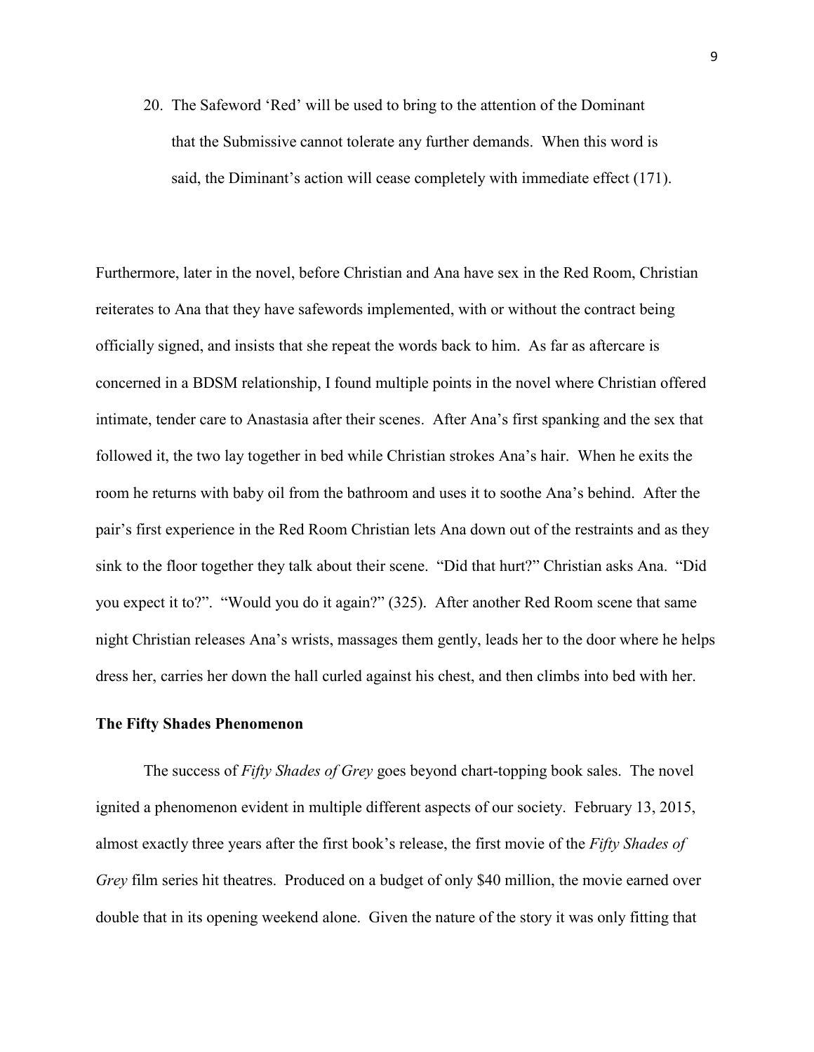20. The Safeword 'Red' will be used to bring to the attention of the Dominant that the Submissive cannot tolerate any further demands. When this word is said, the Diminant's action will cease completely with immediate effect (171).

Furthermore, later in the novel, before Christian and Ana have sex in the Red Room, Christian reiterates to Ana that they have safewords implemented, with or without the contract being officially signed, and insists that she repeat the words back to him. As far as aftercare is concerned in a BDSM relationship, I found multiple points in the novel where Christian offered intimate, tender care to Anastasia after their scenes. After Ana's first spanking and the sex that followed it, the two lay together in bed while Christian strokes Ana's hair. When he exits the room he returns with baby oil from the bathroom and uses it to soothe Ana's behind. After the pair's first experience in the Red Room Christian lets Ana down out of the restraints and as they sink to the floor together they talk about their scene. "Did that hurt?" Christian asks Ana. "Did you expect it to?". "Would you do it again?" (325). After another Red Room scene that same night Christian releases Ana's wrists, massages them gently, leads her to the door where he helps dress her, carries her down the hall curled against his chest, and then climbs into bed with her.

**The Fifty Shades Phenomenon**

The success of *Fifty Shades of Grey* goes beyond chart-topping book sales. The novel ignited a phenomenon evident in multiple different aspects of our society. February 13, 2015, almost exactly three years after the first book's release, the first movie of the *Fifty Shades of Grey* film series hit theatres. Produced on a budget of only $40 million, the movie earned over double that in its opening weekend alone. Given the nature of the story it was only fitting that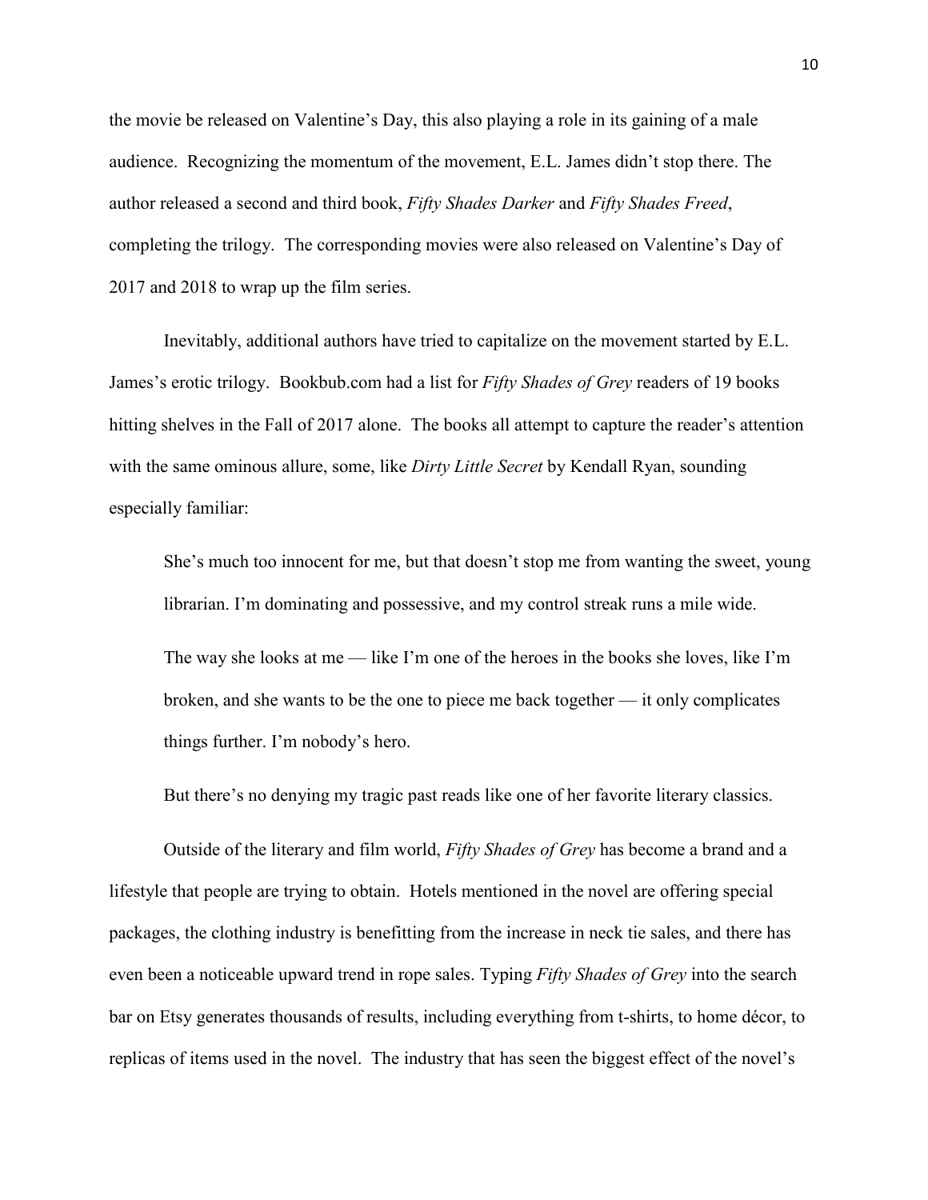the movie be released on Valentine's Day, this also playing a role in its gaining of a male audience. Recognizing the momentum of the movement, E.L. James didn't stop there. The author released a second and third book, *Fifty Shades Darker* and *Fifty Shades Freed*, completing the trilogy. The corresponding movies were also released on Valentine's Day of 2017 and 2018 to wrap up the film series.

Inevitably, additional authors have tried to capitalize on the movement started by E.L. James's erotic trilogy. Bookbub.com had a list for *Fifty Shades of Grey* readers of 19 books hitting shelves in the Fall of 2017 alone. The books all attempt to capture the reader's attention with the same ominous allure, some, like *Dirty Little Secret* by Kendall Ryan, sounding especially familiar:

> She's much too innocent for me, but that doesn't stop me from wanting the sweet, young librarian. I'm dominating and possessive, and my control streak runs a mile wide.
>
> The way she looks at me — like I'm one of the heroes in the books she loves, like I'm broken, and she wants to be the one to piece me back together — it only complicates things further. I'm nobody's hero.
>
> But there's no denying my tragic past reads like one of her favorite literary classics.

Outside of the literary and film world, *Fifty Shades of Grey* has become a brand and a lifestyle that people are trying to obtain. Hotels mentioned in the novel are offering special packages, the clothing industry is benefitting from the increase in neck tie sales, and there has even been a noticeable upward trend in rope sales. Typing *Fifty Shades of Grey* into the search bar on Etsy generates thousands of results, including everything from t-shirts, to home décor, to replicas of items used in the novel. The industry that has seen the biggest effect of the novel's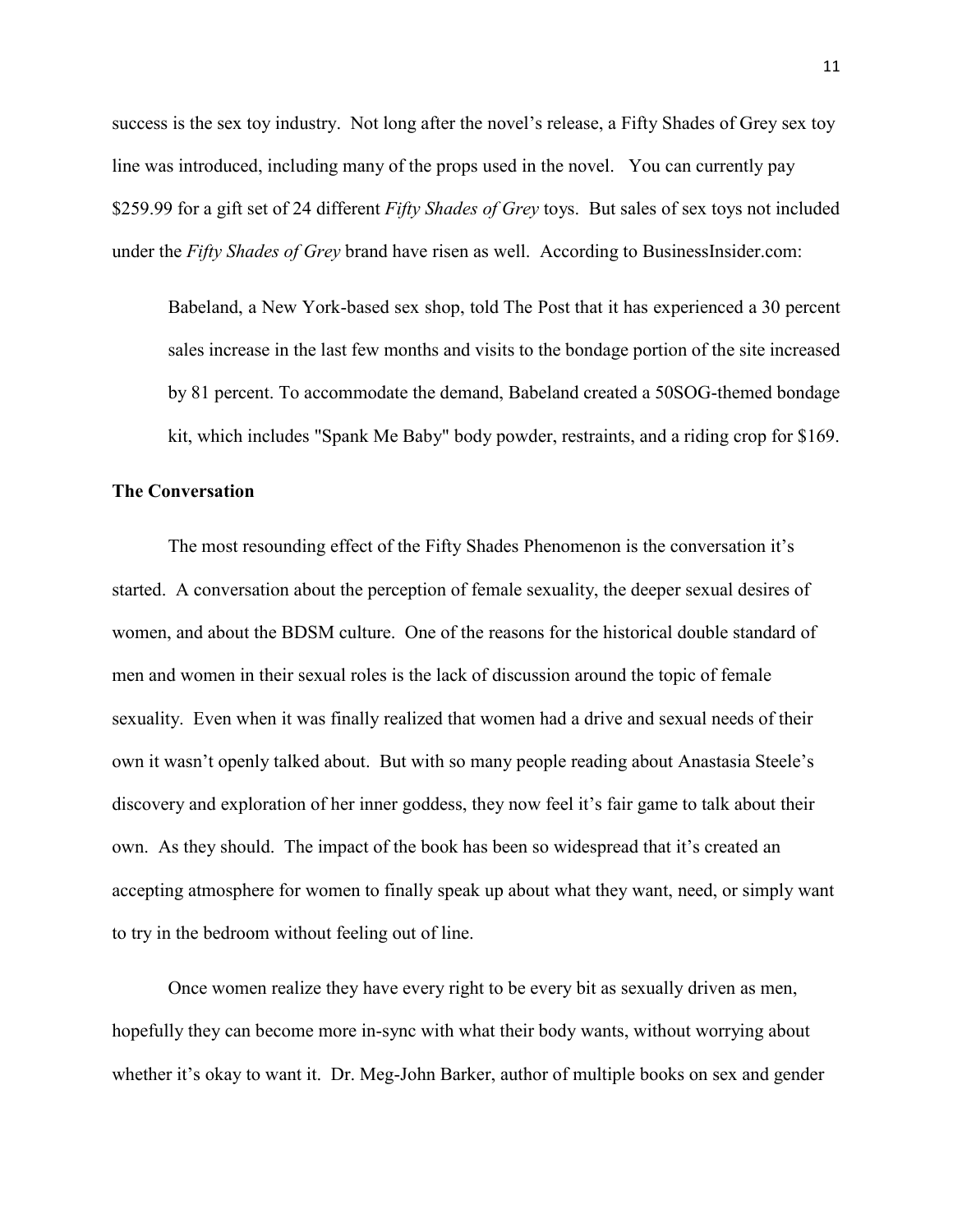success is the sex toy industry. Not long after the novel's release, a Fifty Shades of Grey sex toy line was introduced, including many of the props used in the novel. You can currently pay $259.99 for a gift set of 24 different *Fifty Shades of Grey* toys. But sales of sex toys not included under the *Fifty Shades of Grey* brand have risen as well. According to BusinessInsider.com:

> Babeland, a New York-based sex shop, told The Post that it has experienced a 30 percent sales increase in the last few months and visits to the bondage portion of the site increased by 81 percent. To accommodate the demand, Babeland created a 50SOG-themed bondage kit, which includes "Spank Me Baby" body powder, restraints, and a riding crop for $169.

**The Conversation**

The most resounding effect of the Fifty Shades Phenomenon is the conversation it's started. A conversation about the perception of female sexuality, the deeper sexual desires of women, and about the BDSM culture. One of the reasons for the historical double standard of men and women in their sexual roles is the lack of discussion around the topic of female sexuality. Even when it was finally realized that women had a drive and sexual needs of their own it wasn't openly talked about. But with so many people reading about Anastasia Steele's discovery and exploration of her inner goddess, they now feel it's fair game to talk about their own. As they should. The impact of the book has been so widespread that it's created an accepting atmosphere for women to finally speak up about what they want, need, or simply want to try in the bedroom without feeling out of line.

Once women realize they have every right to be every bit as sexually driven as men, hopefully they can become more in-sync with what their body wants, without worrying about whether it's okay to want it. Dr. Meg-John Barker, author of multiple books on sex and gender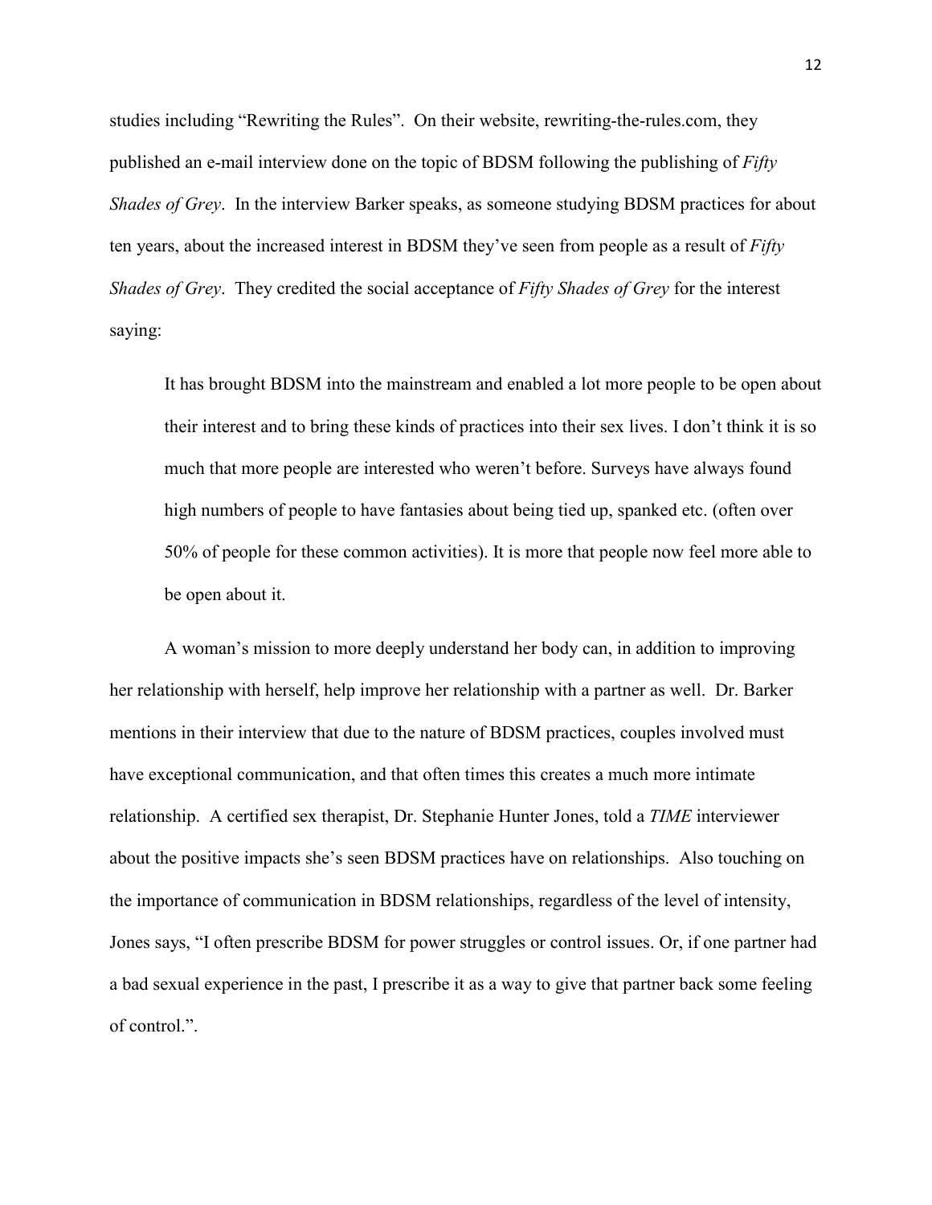studies including "Rewriting the Rules". On their website, rewriting-the-rules.com, they published an e-mail interview done on the topic of BDSM following the publishing of *Fifty Shades of Grey*. In the interview Barker speaks, as someone studying BDSM practices for about ten years, about the increased interest in BDSM they've seen from people as a result of *Fifty Shades of Grey*. They credited the social acceptance of *Fifty Shades of Grey* for the interest saying:

> It has brought BDSM into the mainstream and enabled a lot more people to be open about their interest and to bring these kinds of practices into their sex lives. I don't think it is so much that more people are interested who weren't before. Surveys have always found high numbers of people to have fantasies about being tied up, spanked etc. (often over 50% of people for these common activities). It is more that people now feel more able to be open about it.

A woman's mission to more deeply understand her body can, in addition to improving her relationship with herself, help improve her relationship with a partner as well. Dr. Barker mentions in their interview that due to the nature of BDSM practices, couples involved must have exceptional communication, and that often times this creates a much more intimate relationship. A certified sex therapist, Dr. Stephanie Hunter Jones, told a *TIME* interviewer about the positive impacts she's seen BDSM practices have on relationships. Also touching on the importance of communication in BDSM relationships, regardless of the level of intensity, Jones says, "I often prescribe BDSM for power struggles or control issues. Or, if one partner had a bad sexual experience in the past, I prescribe it as a way to give that partner back some feeling of control.".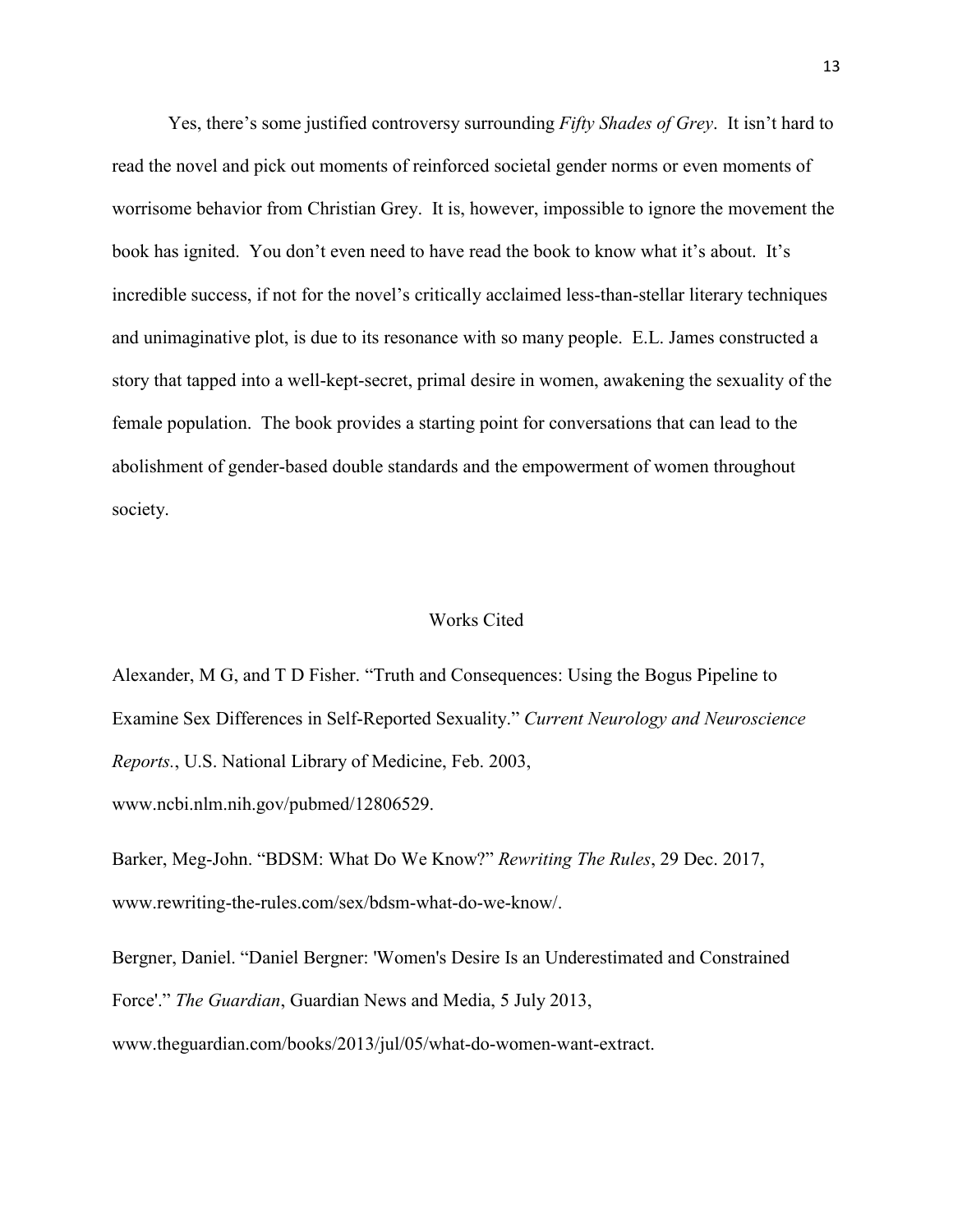Yes, there's some justified controversy surrounding *Fifty Shades of Grey*. It isn't hard to read the novel and pick out moments of reinforced societal gender norms or even moments of worrisome behavior from Christian Grey. It is, however, impossible to ignore the movement the book has ignited. You don't even need to have read the book to know what it's about. It's incredible success, if not for the novel's critically acclaimed less-than-stellar literary techniques and unimaginative plot, is due to its resonance with so many people. E.L. James constructed a story that tapped into a well-kept-secret, primal desire in women, awakening the sexuality of the female population. The book provides a starting point for conversations that can lead to the abolishment of gender-based double standards and the empowerment of women throughout society.

## Works Cited

Alexander, M G, and T D Fisher. "Truth and Consequences: Using the Bogus Pipeline to Examine Sex Differences in Self-Reported Sexuality." *Current Neurology and Neuroscience Reports.*, U.S. National Library of Medicine, Feb. 2003, www.ncbi.nlm.nih.gov/pubmed/12806529.

Barker, Meg-John. "BDSM: What Do We Know?" *Rewriting The Rules*, 29 Dec. 2017, www.rewriting-the-rules.com/sex/bdsm-what-do-we-know/.

Bergner, Daniel. "Daniel Bergner: 'Women's Desire Is an Underestimated and Constrained Force'." *The Guardian*, Guardian News and Media, 5 July 2013, www.theguardian.com/books/2013/jul/05/what-do-women-want-extract.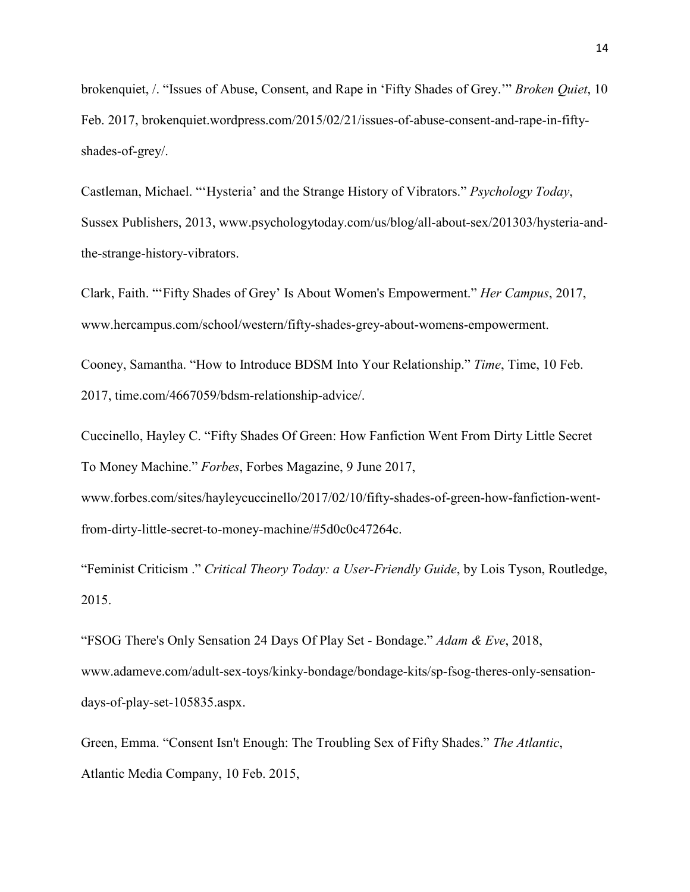brokenquiet, /. "Issues of Abuse, Consent, and Rape in 'Fifty Shades of Grey.'" *Broken Quiet*, 10 Feb. 2017, brokenquiet.wordpress.com/2015/02/21/issues-of-abuse-consent-and-rape-in-fifty-shades-of-grey/.

Castleman, Michael. "'Hysteria' and the Strange History of Vibrators." *Psychology Today*, Sussex Publishers, 2013, www.psychologytoday.com/us/blog/all-about-sex/201303/hysteria-and-the-strange-history-vibrators.

Clark, Faith. "'Fifty Shades of Grey' Is About Women's Empowerment." *Her Campus*, 2017, www.hercampus.com/school/western/fifty-shades-grey-about-womens-empowerment.

Cooney, Samantha. "How to Introduce BDSM Into Your Relationship." *Time*, Time, 10 Feb. 2017, time.com/4667059/bdsm-relationship-advice/.

Cuccinello, Hayley C. "Fifty Shades Of Green: How Fanfiction Went From Dirty Little Secret To Money Machine." *Forbes*, Forbes Magazine, 9 June 2017, www.forbes.com/sites/hayleycuccinello/2017/02/10/fifty-shades-of-green-how-fanfiction-went-from-dirty-little-secret-to-money-machine/#5d0c0c47264c.

"Feminist Criticism ." *Critical Theory Today: a User-Friendly Guide*, by Lois Tyson, Routledge, 2015.

"FSOG There's Only Sensation 24 Days Of Play Set - Bondage." *Adam & Eve*, 2018, www.adameve.com/adult-sex-toys/kinky-bondage/bondage-kits/sp-fsog-theres-only-sensation-days-of-play-set-105835.aspx.

Green, Emma. "Consent Isn't Enough: The Troubling Sex of Fifty Shades." *The Atlantic*, Atlantic Media Company, 10 Feb. 2015,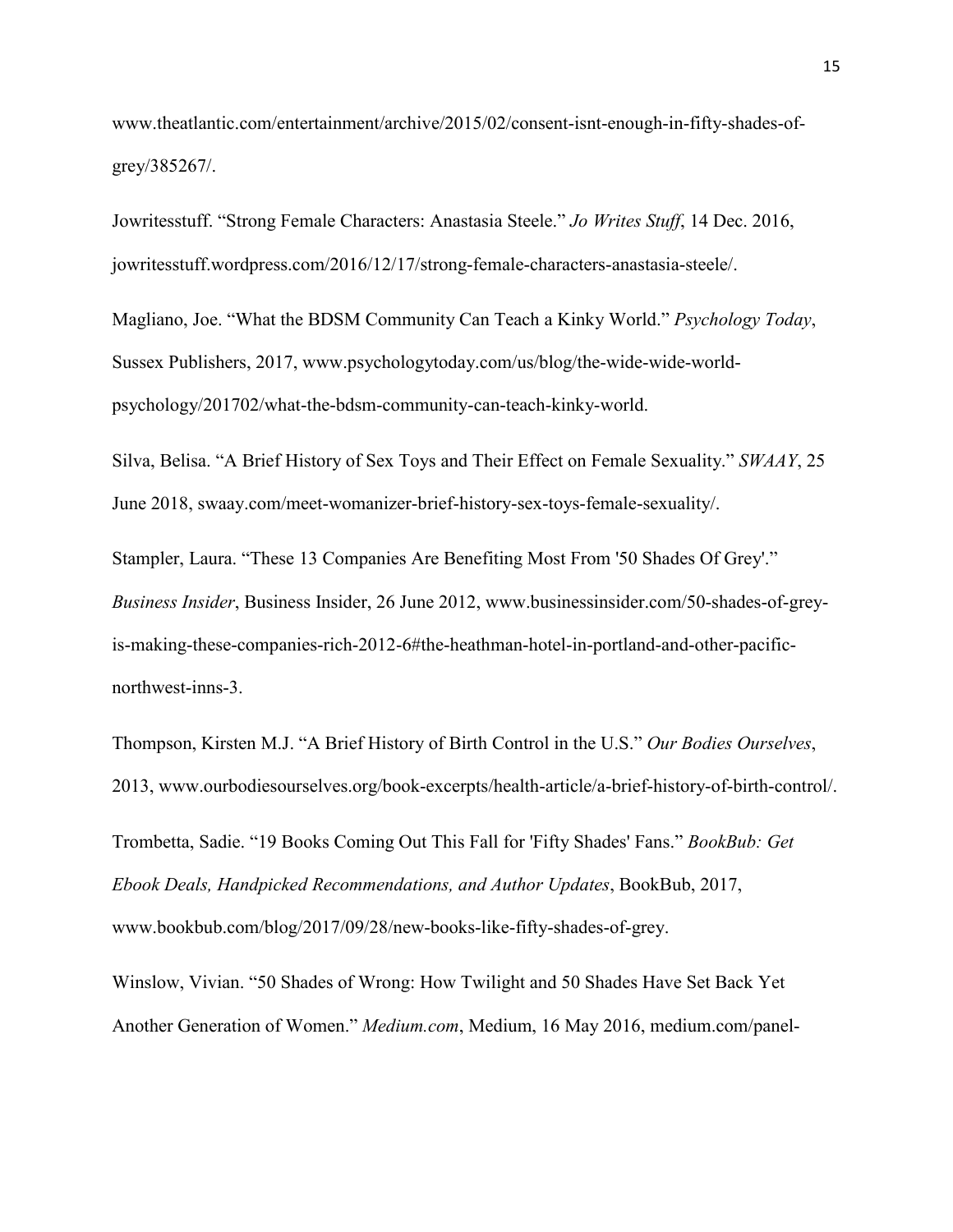www.theatlantic.com/entertainment/archive/2015/02/consent-isnt-enough-in-fifty-shades-of-grey/385267/.

Jowritesstuff. "Strong Female Characters: Anastasia Steele." *Jo Writes Stuff*, 14 Dec. 2016, jowritesstuff.wordpress.com/2016/12/17/strong-female-characters-anastasia-steele/.

Magliano, Joe. "What the BDSM Community Can Teach a Kinky World." *Psychology Today*, Sussex Publishers, 2017, www.psychologytoday.com/us/blog/the-wide-wide-world-psychology/201702/what-the-bdsm-community-can-teach-kinky-world.

Silva, Belisa. "A Brief History of Sex Toys and Their Effect on Female Sexuality." *SWAAY*, 25 June 2018, swaay.com/meet-womanizer-brief-history-sex-toys-female-sexuality/.

Stampler, Laura. "These 13 Companies Are Benefiting Most From '50 Shades Of Grey'." *Business Insider*, Business Insider, 26 June 2012, www.businessinsider.com/50-shades-of-grey-is-making-these-companies-rich-2012-6#the-heathman-hotel-in-portland-and-other-pacific-northwest-inns-3.

Thompson, Kirsten M.J. "A Brief History of Birth Control in the U.S." *Our Bodies Ourselves*, 2013, www.ourbodiesourselves.org/book-excerpts/health-article/a-brief-history-of-birth-control/.

Trombetta, Sadie. "19 Books Coming Out This Fall for 'Fifty Shades' Fans." *BookBub: Get Ebook Deals, Handpicked Recommendations, and Author Updates*, BookBub, 2017, www.bookbub.com/blog/2017/09/28/new-books-like-fifty-shades-of-grey.

Winslow, Vivian. "50 Shades of Wrong: How Twilight and 50 Shades Have Set Back Yet Another Generation of Women." *Medium.com*, Medium, 16 May 2016, medium.com/panel-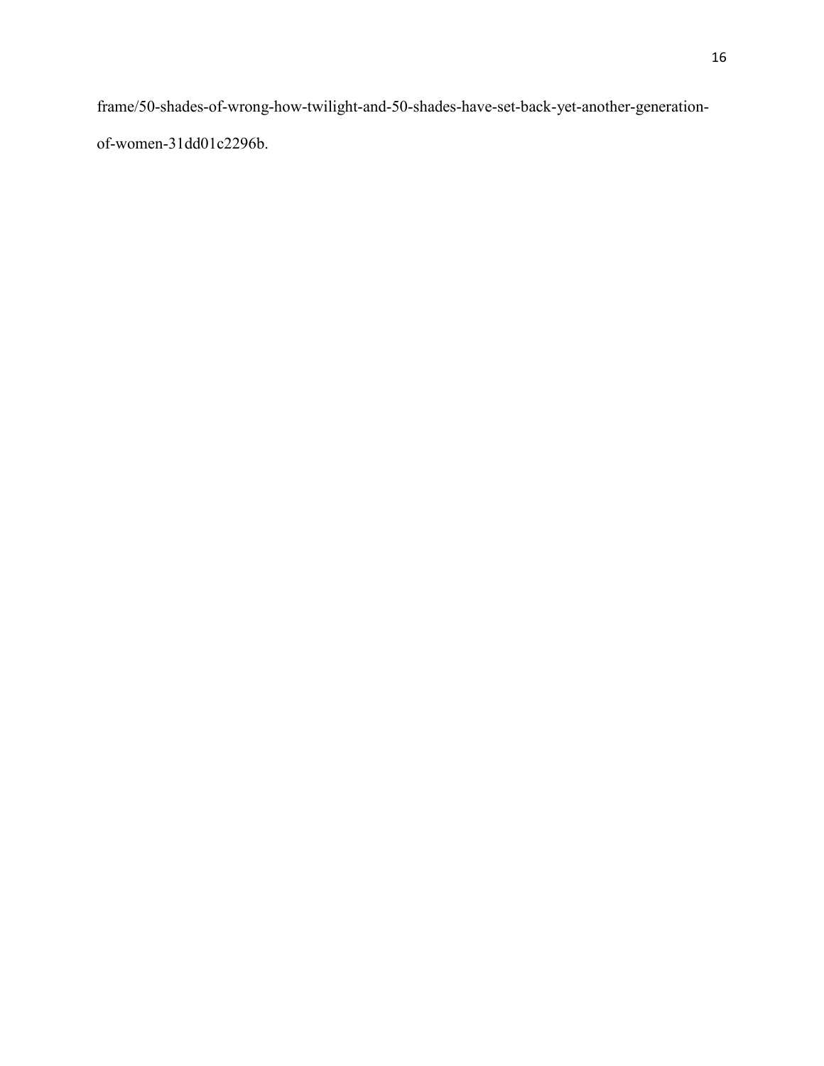frame/50-shades-of-wrong-how-twilight-and-50-shades-have-set-back-yet-another-generation-of-women-31dd01c2296b.